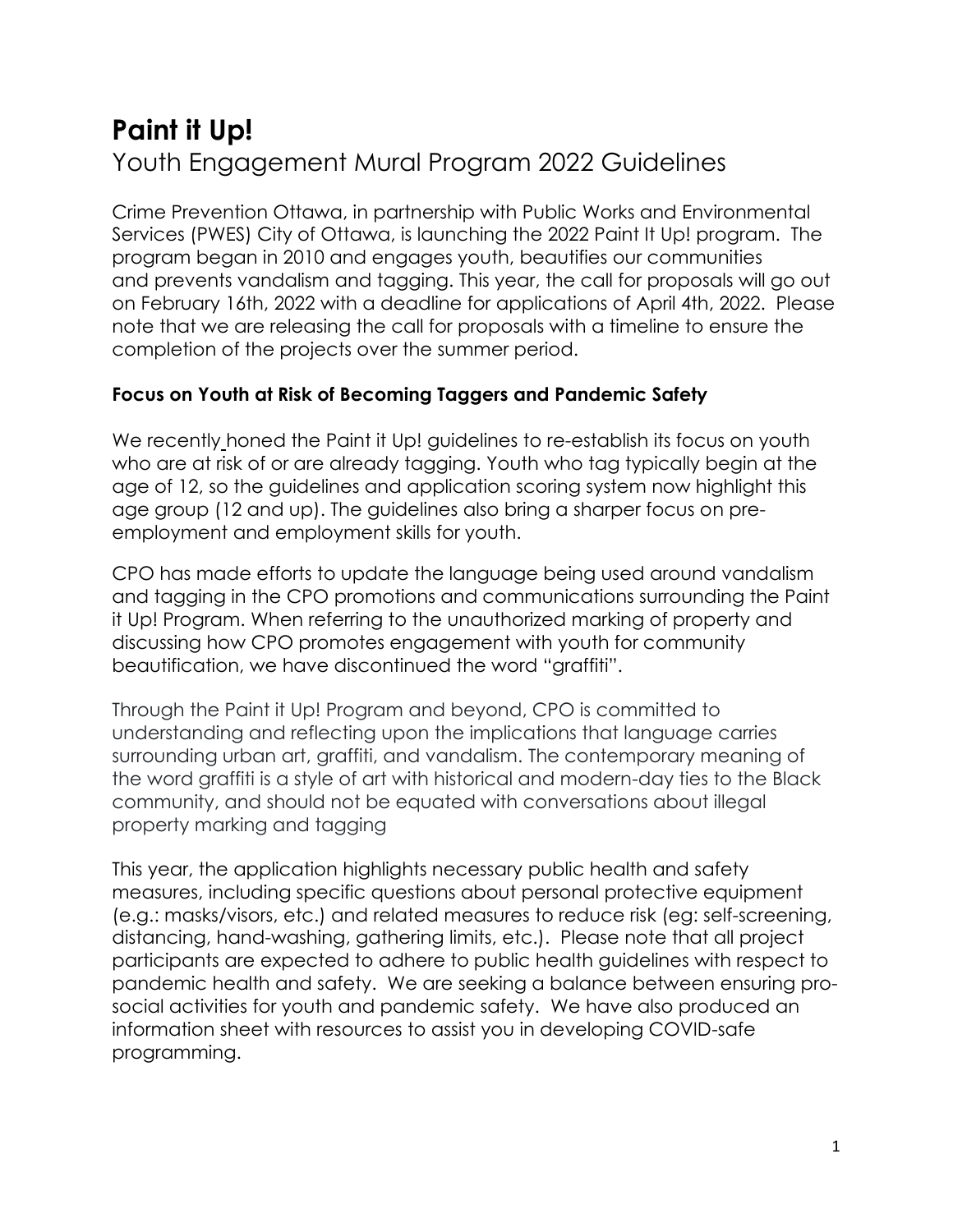# Paint it Up!

## Youth Engagement Mural Program 2022 Guidelines

Crime Prevention Ottawa, in partnership with Public Works and Environmental Services (PWES) City of Ottawa, is launching the 2022 Paint It Up! program. The program began in 2010 and engages youth, beautifies our communities and prevents vandalism and tagging. This year, the call for proposals will go out on February 16th, 2022 with a deadline for applications of April 4th, 2022. Please note that we are releasing the call for proposals with a timeline to ensure the completion of the projects over the summer period.

### Focus on Youth at Risk of Becoming Taggers and Pandemic Safety

We recently honed the Paint it Up! guidelines to re-establish its focus on youth who are at risk of or are already tagging. Youth who tag typically begin at the age of 12, so the guidelines and application scoring system now highlight this age group (12 and up). The guidelines also bring a sharper focus on pre-employment and employment skills for youth.

CPO has made efforts to update the language being used around vandalism and tagging in the CPO promotions and communications surrounding the Paint it Up! Program. When referring to the unauthorized marking of property and discussing how CPO promotes engagement with youth for community beautification, we have discontinued the word "graffiti".

Through the Paint it Up! Program and beyond, CPO is committed to understanding and reflecting upon the implications that language carries surrounding urban art, graffiti, and vandalism. The contemporary meaning of the word graffiti is a style of art with historical and modern-day ties to the Black community, and should not be equated with conversations about illegal property marking and tagging

This year, the application highlights necessary public health and safety measures, including specific questions about personal protective equipment (e.g.: masks/visors, etc.) and related measures to reduce risk (eg: self-screening, distancing, hand-washing, gathering limits, etc.). Please note that all project participants are expected to adhere to public health guidelines with respect to pandemic health and safety. We are seeking a balance between ensuring pro-social activities for youth and pandemic safety. We have also produced an information sheet with resources to assist you in developing COVID-safe programming.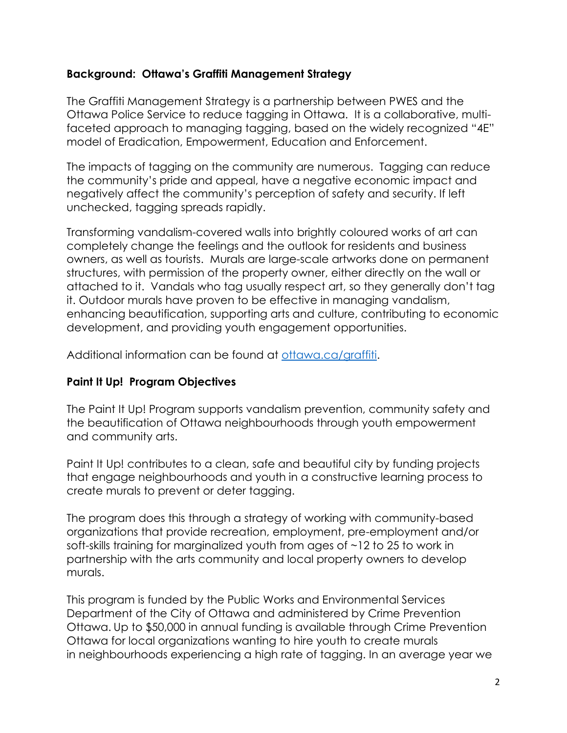## Background: Ottawa's Graffiti Management Strategy

The Graffiti Management Strategy is a partnership between PWES and the Ottawa Police Service to reduce tagging in Ottawa. It is a collaborative, multi-faceted approach to managing tagging, based on the widely recognized "4E" model of Eradication, Empowerment, Education and Enforcement.

The impacts of tagging on the community are numerous. Tagging can reduce the community's pride and appeal, have a negative economic impact and negatively affect the community's perception of safety and security. If left unchecked, tagging spreads rapidly.

Transforming vandalism-covered walls into brightly coloured works of art can completely change the feelings and the outlook for residents and business owners, as well as tourists. Murals are large-scale artworks done on permanent structures, with permission of the property owner, either directly on the wall or attached to it. Vandals who tag usually respect art, so they generally don't tag it. Outdoor murals have proven to be effective in managing vandalism, enhancing beautification, supporting arts and culture, contributing to economic development, and providing youth engagement opportunities.

Additional information can be found at [ottawa.ca/graffiti](ottawa.ca/graffiti).

## Paint It Up! Program Objectives

The Paint It Up! Program supports vandalism prevention, community safety and the beautification of Ottawa neighbourhoods through youth empowerment and community arts.

Paint It Up! contributes to a clean, safe and beautiful city by funding projects that engage neighbourhoods and youth in a constructive learning process to create murals to prevent or deter tagging.

The program does this through a strategy of working with community-based organizations that provide recreation, employment, pre-employment and/or soft-skills training for marginalized youth from ages of ~12 to 25 to work in partnership with the arts community and local property owners to develop murals.

This program is funded by the Public Works and Environmental Services Department of the City of Ottawa and administered by Crime Prevention Ottawa. Up to $50,000 in annual funding is available through Crime Prevention Ottawa for local organizations wanting to hire youth to create murals in neighbourhoods experiencing a high rate of tagging. In an average year we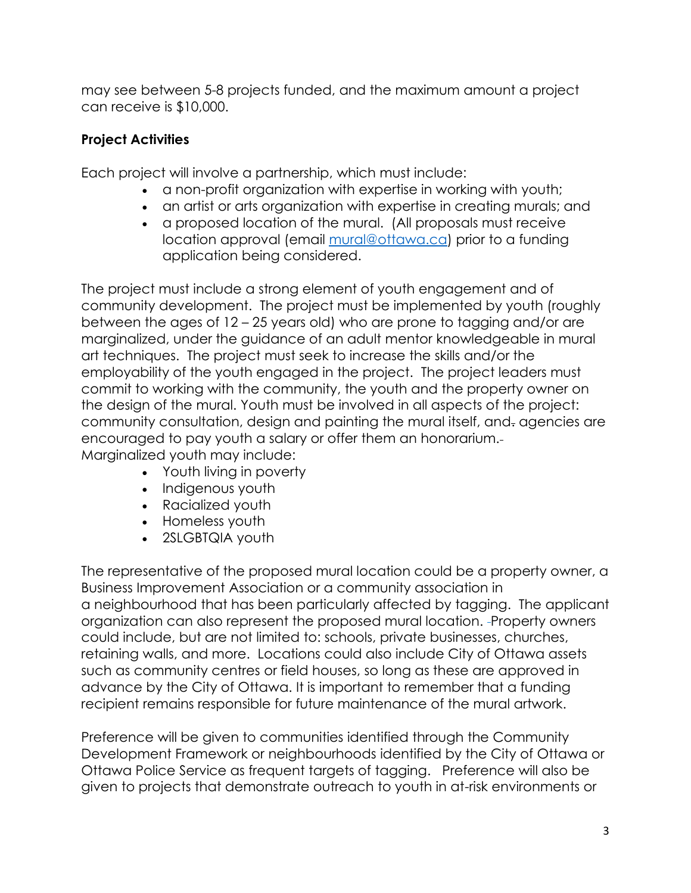may see between 5-8 projects funded, and the maximum amount a project can receive is $10,000.

**Project Activities**

Each project will involve a partnership, which must include:

- a non-profit organization with expertise in working with youth;
- an artist or arts organization with expertise in creating murals; and
- a proposed location of the mural. (All proposals must receive location approval (email [mural@ottawa.ca](mailto:mural@ottawa.ca)) prior to a funding application being considered.

The project must include a strong element of youth engagement and of community development. The project must be implemented by youth (roughly between the ages of 12 – 25 years old) who are prone to tagging and/or are marginalized, under the guidance of an adult mentor knowledgeable in mural art techniques. The project must seek to increase the skills and/or the employability of the youth engaged in the project. The project leaders must commit to working with the community, the youth and the property owner on the design of the mural. Youth must be involved in all aspects of the project: community consultation, design and painting the mural itself, and agencies are encouraged to pay youth a salary or offer them an honorarium.
Marginalized youth may include:

- Youth living in poverty
- Indigenous youth
- Racialized youth
- Homeless youth
- 2SLGBTQIA youth

The representative of the proposed mural location could be a property owner, a Business Improvement Association or a community association in a neighbourhood that has been particularly affected by tagging. The applicant organization can also represent the proposed mural location. Property owners could include, but are not limited to: schools, private businesses, churches, retaining walls, and more. Locations could also include City of Ottawa assets such as community centres or field houses, so long as these are approved in advance by the City of Ottawa. It is important to remember that a funding recipient remains responsible for future maintenance of the mural artwork.

Preference will be given to communities identified through the Community Development Framework or neighbourhoods identified by the City of Ottawa or Ottawa Police Service as frequent targets of tagging. Preference will also be given to projects that demonstrate outreach to youth in at-risk environments or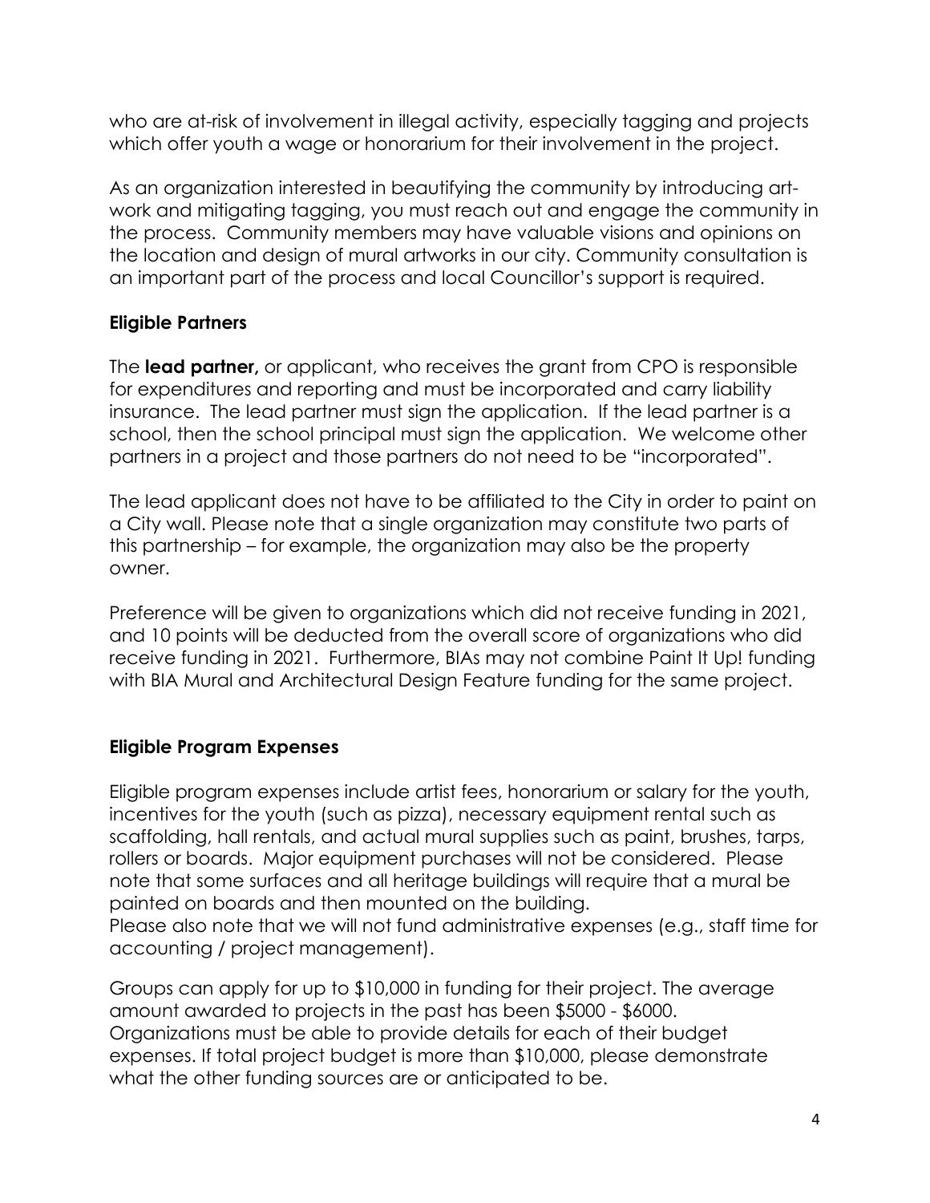who are at-risk of involvement in illegal activity, especially tagging and projects which offer youth a wage or honorarium for their involvement in the project.

As an organization interested in beautifying the community by introducing art-work and mitigating tagging, you must reach out and engage the community in the process. Community members may have valuable visions and opinions on the location and design of mural artworks in our city. Community consultation is an important part of the process and local Councillor's support is required.

## Eligible Partners

The **lead partner,** or applicant, who receives the grant from CPO is responsible for expenditures and reporting and must be incorporated and carry liability insurance. The lead partner must sign the application. If the lead partner is a school, then the school principal must sign the application. We welcome other partners in a project and those partners do not need to be "incorporated".

The lead applicant does not have to be affiliated to the City in order to paint on a City wall. Please note that a single organization may constitute two parts of this partnership – for example, the organization may also be the property owner.

Preference will be given to organizations which did not receive funding in 2021, and 10 points will be deducted from the overall score of organizations who did receive funding in 2021. Furthermore, BIAs may not combine Paint It Up! funding with BIA Mural and Architectural Design Feature funding for the same project.

## Eligible Program Expenses

Eligible program expenses include artist fees, honorarium or salary for the youth, incentives for the youth (such as pizza), necessary equipment rental such as scaffolding, hall rentals, and actual mural supplies such as paint, brushes, tarps, rollers or boards. Major equipment purchases will not be considered. Please note that some surfaces and all heritage buildings will require that a mural be painted on boards and then mounted on the building.
Please also note that we will not fund administrative expenses (e.g., staff time for accounting / project management).

Groups can apply for up to $10,000 in funding for their project. The average amount awarded to projects in the past has been $5000 - $6000. Organizations must be able to provide details for each of their budget expenses. If total project budget is more than $10,000, please demonstrate what the other funding sources are or anticipated to be.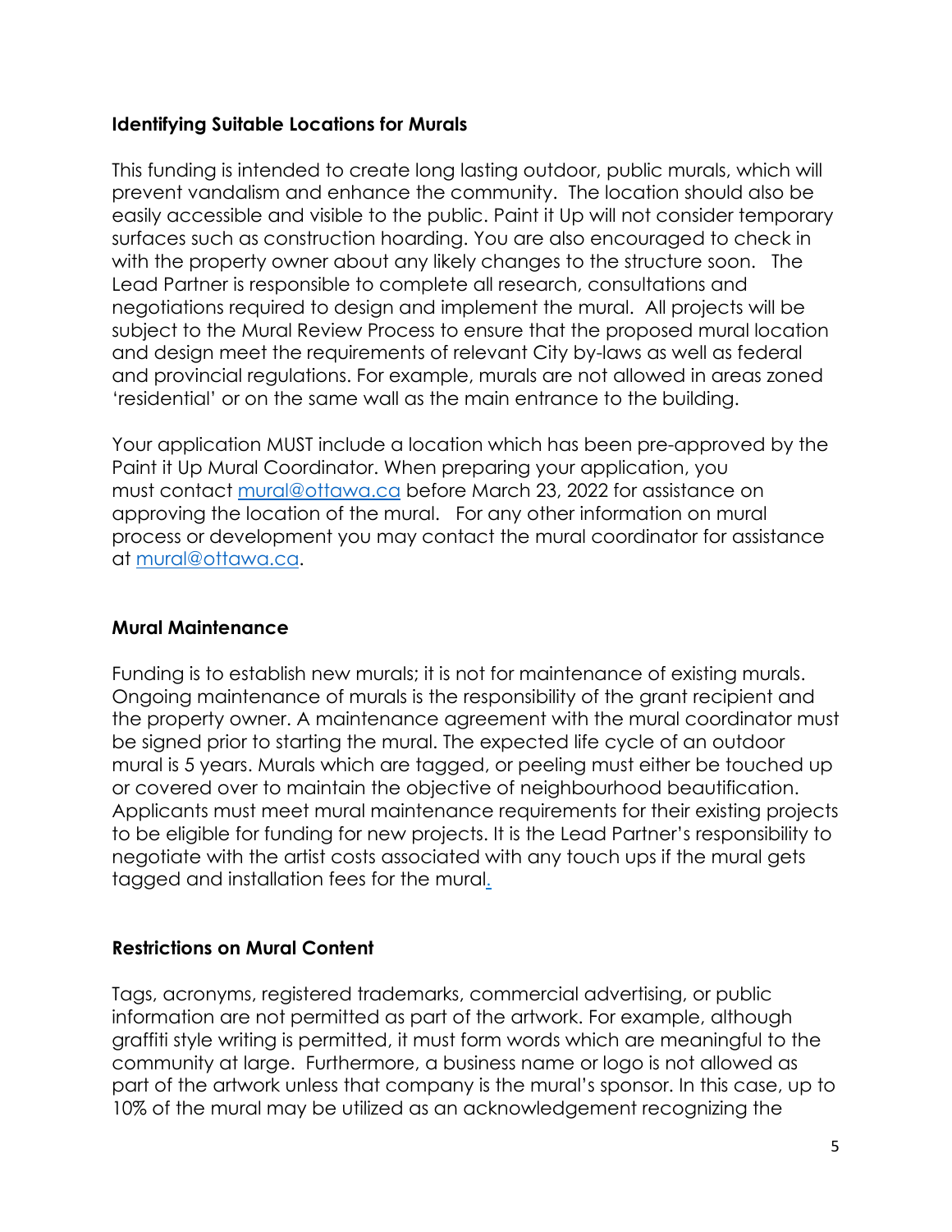### Identifying Suitable Locations for Murals

This funding is intended to create long lasting outdoor, public murals, which will prevent vandalism and enhance the community. The location should also be easily accessible and visible to the public. Paint it Up will not consider temporary surfaces such as construction hoarding. You are also encouraged to check in with the property owner about any likely changes to the structure soon. The Lead Partner is responsible to complete all research, consultations and negotiations required to design and implement the mural. All projects will be subject to the Mural Review Process to ensure that the proposed mural location and design meet the requirements of relevant City by-laws as well as federal and provincial regulations. For example, murals are not allowed in areas zoned 'residential' or on the same wall as the main entrance to the building.

Your application MUST include a location which has been pre-approved by the Paint it Up Mural Coordinator. When preparing your application, you must contact mural@ottawa.ca before March 23, 2022 for assistance on approving the location of the mural. For any other information on mural process or development you may contact the mural coordinator for assistance at mural@ottawa.ca.

### Mural Maintenance

Funding is to establish new murals; it is not for maintenance of existing murals. Ongoing maintenance of murals is the responsibility of the grant recipient and the property owner. A maintenance agreement with the mural coordinator must be signed prior to starting the mural. The expected life cycle of an outdoor mural is 5 years. Murals which are tagged, or peeling must either be touched up or covered over to maintain the objective of neighbourhood beautification. Applicants must meet mural maintenance requirements for their existing projects to be eligible for funding for new projects. It is the Lead Partner's responsibility to negotiate with the artist costs associated with any touch ups if the mural gets tagged and installation fees for the mural.

### Restrictions on Mural Content

Tags, acronyms, registered trademarks, commercial advertising, or public information are not permitted as part of the artwork. For example, although graffiti style writing is permitted, it must form words which are meaningful to the community at large. Furthermore, a business name or logo is not allowed as part of the artwork unless that company is the mural's sponsor. In this case, up to 10% of the mural may be utilized as an acknowledgement recognizing the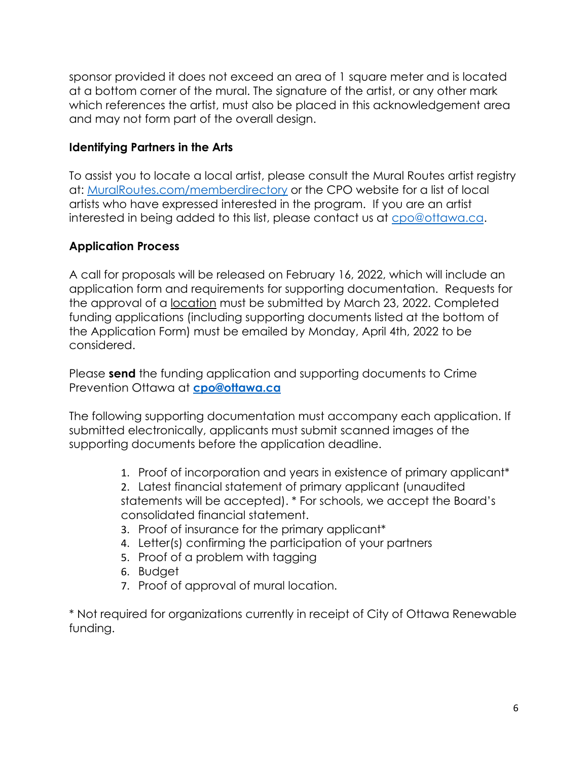sponsor provided it does not exceed an area of 1 square meter and is located at a bottom corner of the mural. The signature of the artist, or any other mark which references the artist, must also be placed in this acknowledgement area and may not form part of the overall design.

### Identifying Partners in the Arts

To assist you to locate a local artist, please consult the Mural Routes artist registry at: [MuralRoutes.com/memberdirectory](MuralRoutes.com/memberdirectory) or the CPO website for a list of local artists who have expressed interested in the program. If you are an artist interested in being added to this list, please contact us at [cpo@ottawa.ca](mailto:cpo@ottawa.ca).

### Application Process

A call for proposals will be released on February 16, 2022, which will include an application form and requirements for supporting documentation. Requests for the approval of a location must be submitted by March 23, 2022. Completed funding applications (including supporting documents listed at the bottom of the Application Form) must be emailed by Monday, April 4th, 2022 to be considered.

Please **send** the funding application and supporting documents to Crime Prevention Ottawa at **[cpo@ottawa.ca](mailto:cpo@ottawa.ca)**

The following supporting documentation must accompany each application. If submitted electronically, applicants must submit scanned images of the supporting documents before the application deadline.

1. Proof of incorporation and years in existence of primary applicant*
2. Latest financial statement of primary applicant (unaudited statements will be accepted). * For schools, we accept the Board's consolidated financial statement.
3. Proof of insurance for the primary applicant*
4. Letter(s) confirming the participation of your partners
5. Proof of a problem with tagging
6. Budget
7. Proof of approval of mural location.

\* Not required for organizations currently in receipt of City of Ottawa Renewable funding.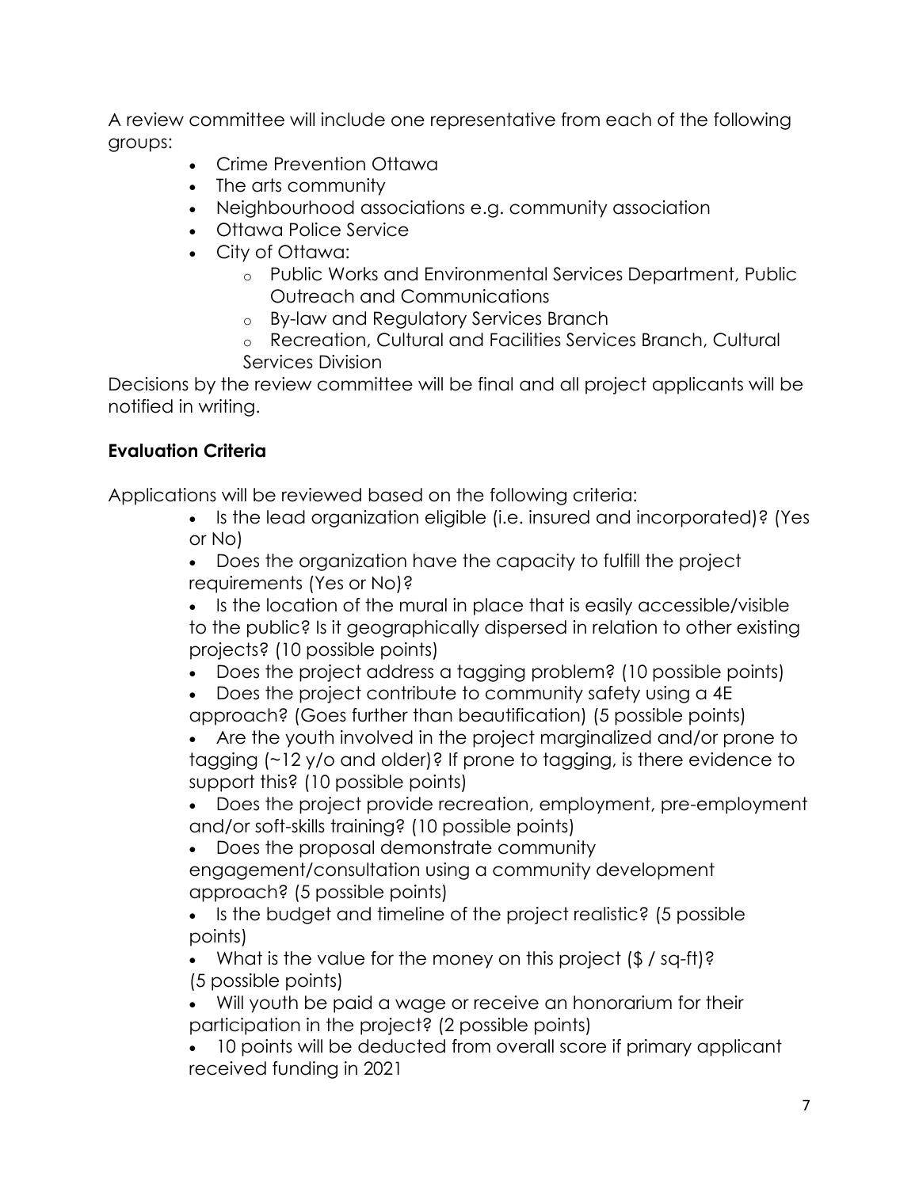A review committee will include one representative from each of the following groups:

- Crime Prevention Ottawa
- The arts community
- Neighbourhood associations e.g. community association
- Ottawa Police Service
- City of Ottawa:
  - Public Works and Environmental Services Department, Public Outreach and Communications
  - By-law and Regulatory Services Branch
  - Recreation, Cultural and Facilities Services Branch, Cultural Services Division

Decisions by the review committee will be final and all project applicants will be notified in writing.

**Evaluation Criteria**

Applications will be reviewed based on the following criteria:

- Is the lead organization eligible (i.e. insured and incorporated)? (Yes or No)
- Does the organization have the capacity to fulfill the project requirements (Yes or No)?
- Is the location of the mural in place that is easily accessible/visible to the public? Is it geographically dispersed in relation to other existing projects? (10 possible points)
- Does the project address a tagging problem? (10 possible points)
- Does the project contribute to community safety using a 4E approach? (Goes further than beautification) (5 possible points)
- Are the youth involved in the project marginalized and/or prone to tagging (~12 y/o and older)? If prone to tagging, is there evidence to support this? (10 possible points)
- Does the project provide recreation, employment, pre-employment and/or soft-skills training? (10 possible points)
- Does the proposal demonstrate community engagement/consultation using a community development approach? (5 possible points)
- Is the budget and timeline of the project realistic? (5 possible points)
- What is the value for the money on this project ($ / sq-ft)? (5 possible points)
- Will youth be paid a wage or receive an honorarium for their participation in the project? (2 possible points)
- 10 points will be deducted from overall score if primary applicant received funding in 2021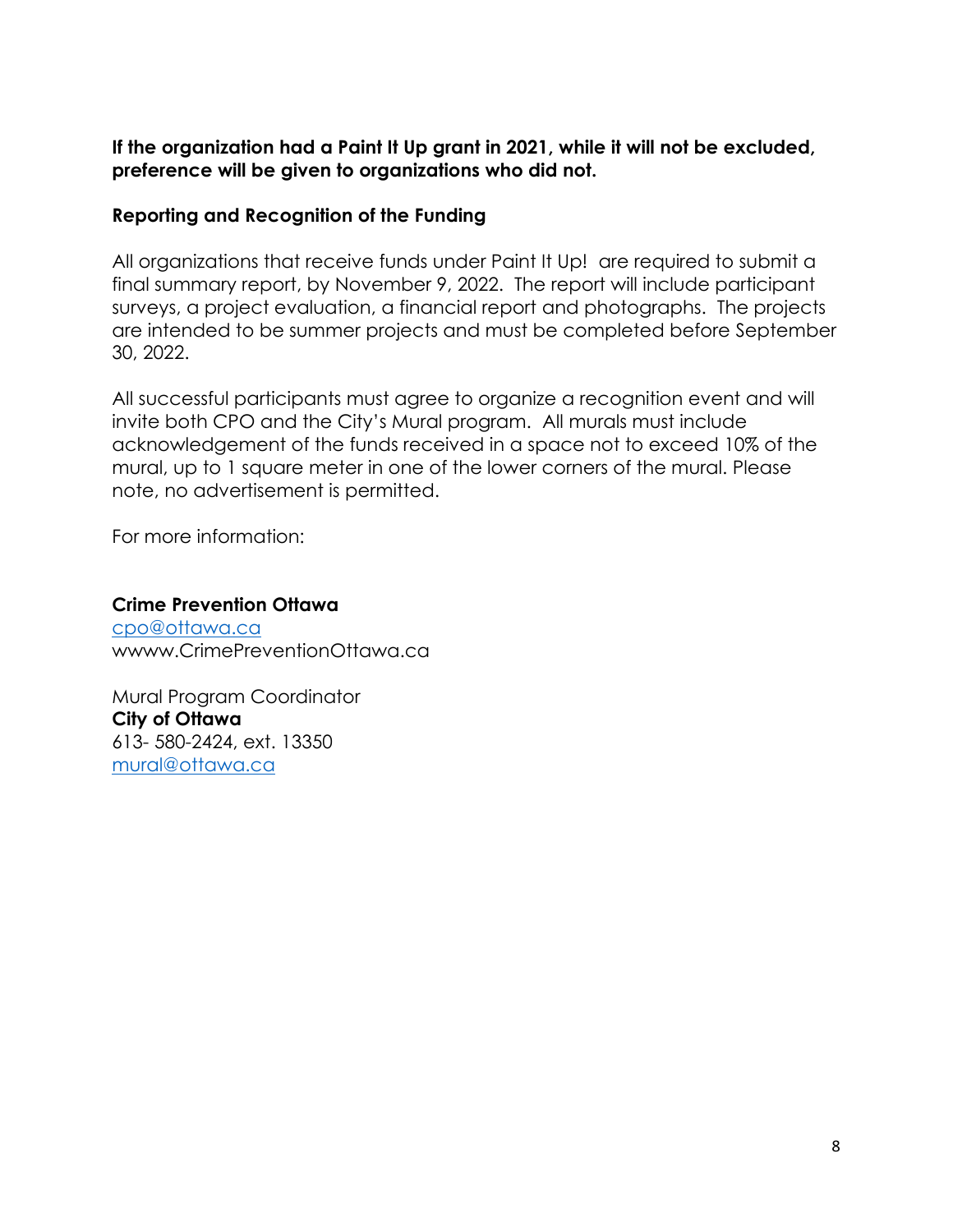**If the organization had a Paint It Up grant in 2021, while it will not be excluded, preference will be given to organizations who did not.**

### Reporting and Recognition of the Funding

All organizations that receive funds under Paint It Up! are required to submit a final summary report, by November 9, 2022. The report will include participant surveys, a project evaluation, a financial report and photographs. The projects are intended to be summer projects and must be completed before September 30, 2022.

All successful participants must agree to organize a recognition event and will invite both CPO and the City's Mural program. All murals must include acknowledgement of the funds received in a space not to exceed 10% of the mural, up to 1 square meter in one of the lower corners of the mural. Please note, no advertisement is permitted.

For more information:

**Crime Prevention Ottawa**
cpo@ottawa.ca
wwww.CrimePreventionOttawa.ca

Mural Program Coordinator
**City of Ottawa**
613- 580-2424, ext. 13350
mural@ottawa.ca